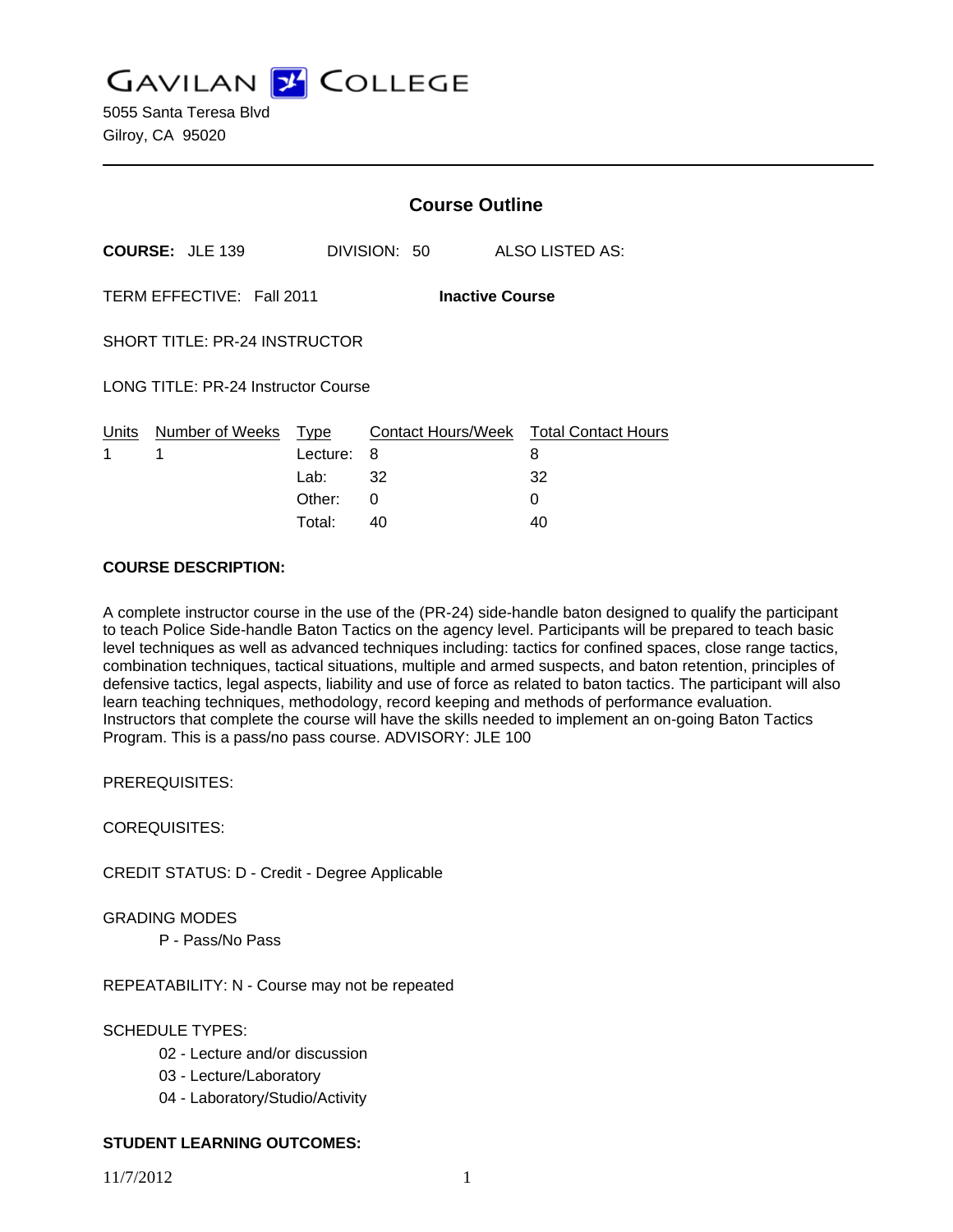# GAVILAN COLLEGE

5055 Santa Teresa Blvd
Gilroy, CA 95020

---

## Course Outline

**COURSE:** JLE 139 DIVISION: 50 ALSO LISTED AS:

TERM EFFECTIVE: Fall 2011 **Inactive Course**

SHORT TITLE: PR-24 INSTRUCTOR

LONG TITLE: PR-24 Instructor Course

| Units | Number of Weeks | Type | Contact Hours/Week | Total Contact Hours |
|---|---|---|---|---|
| 1 | 1 | Lecture: | 8 | 8 |
| | | Lab: | 32 | 32 |
| | | Other: | 0 | 0 |
| | | Total: | 40 | 40 |

**COURSE DESCRIPTION:**

A complete instructor course in the use of the (PR-24) side-handle baton designed to qualify the participant to teach Police Side-handle Baton Tactics on the agency level. Participants will be prepared to teach basic level techniques as well as advanced techniques including: tactics for confined spaces, close range tactics, combination techniques, tactical situations, multiple and armed suspects, and baton retention, principles of defensive tactics, legal aspects, liability and use of force as related to baton tactics. The participant will also learn teaching techniques, methodology, record keeping and methods of performance evaluation. Instructors that complete the course will have the skills needed to implement an on-going Baton Tactics Program. This is a pass/no pass course. ADVISORY: JLE 100

PREREQUISITES:

COREQUISITES:

CREDIT STATUS: D - Credit - Degree Applicable

GRADING MODES

P - Pass/No Pass

REPEATABILITY: N - Course may not be repeated

SCHEDULE TYPES:

02 - Lecture and/or discussion
03 - Lecture/Laboratory
04 - Laboratory/Studio/Activity

**STUDENT LEARNING OUTCOMES:**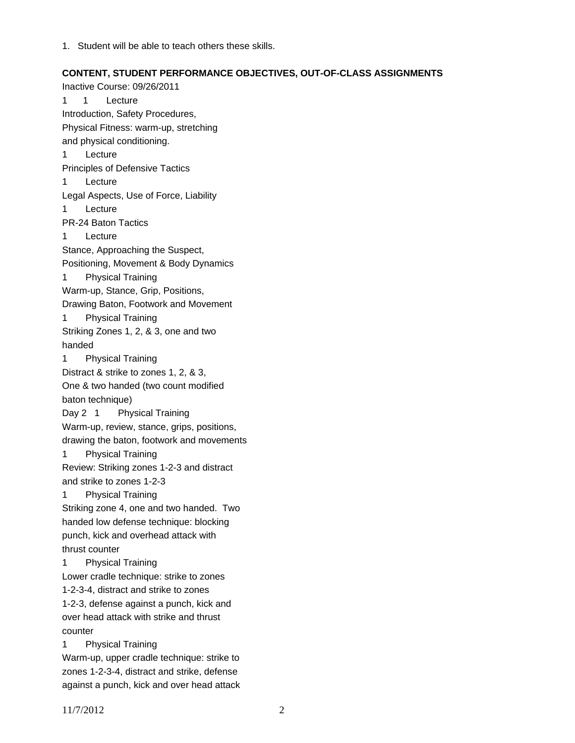1. Student will be able to teach others these skills.

**CONTENT, STUDENT PERFORMANCE OBJECTIVES, OUT-OF-CLASS ASSIGNMENTS**

Inactive Course: 09/26/2011

1 1 Lecture
Introduction, Safety Procedures,
Physical Fitness: warm-up, stretching
and physical conditioning.

1 Lecture
Principles of Defensive Tactics

1 Lecture
Legal Aspects, Use of Force, Liability

1 Lecture
PR-24 Baton Tactics

1 Lecture
Stance, Approaching the Suspect,
Positioning, Movement & Body Dynamics

1 Physical Training
Warm-up, Stance, Grip, Positions,
Drawing Baton, Footwork and Movement

1 Physical Training
Striking Zones 1, 2, & 3, one and two
handed

1 Physical Training
Distract & strike to zones 1, 2, & 3,
One & two handed (two count modified
baton technique)

Day 2 1 Physical Training
Warm-up, review, stance, grips, positions,
drawing the baton, footwork and movements

1 Physical Training
Review: Striking zones 1-2-3 and distract
and strike to zones 1-2-3

1 Physical Training
Striking zone 4, one and two handed. Two
handed low defense technique: blocking
punch, kick and overhead attack with
thrust counter

1 Physical Training
Lower cradle technique: strike to zones
1-2-3-4, distract and strike to zones
1-2-3, defense against a punch, kick and
over head attack with strike and thrust
counter

1 Physical Training
Warm-up, upper cradle technique: strike to
zones 1-2-3-4, distract and strike, defense
against a punch, kick and over head attack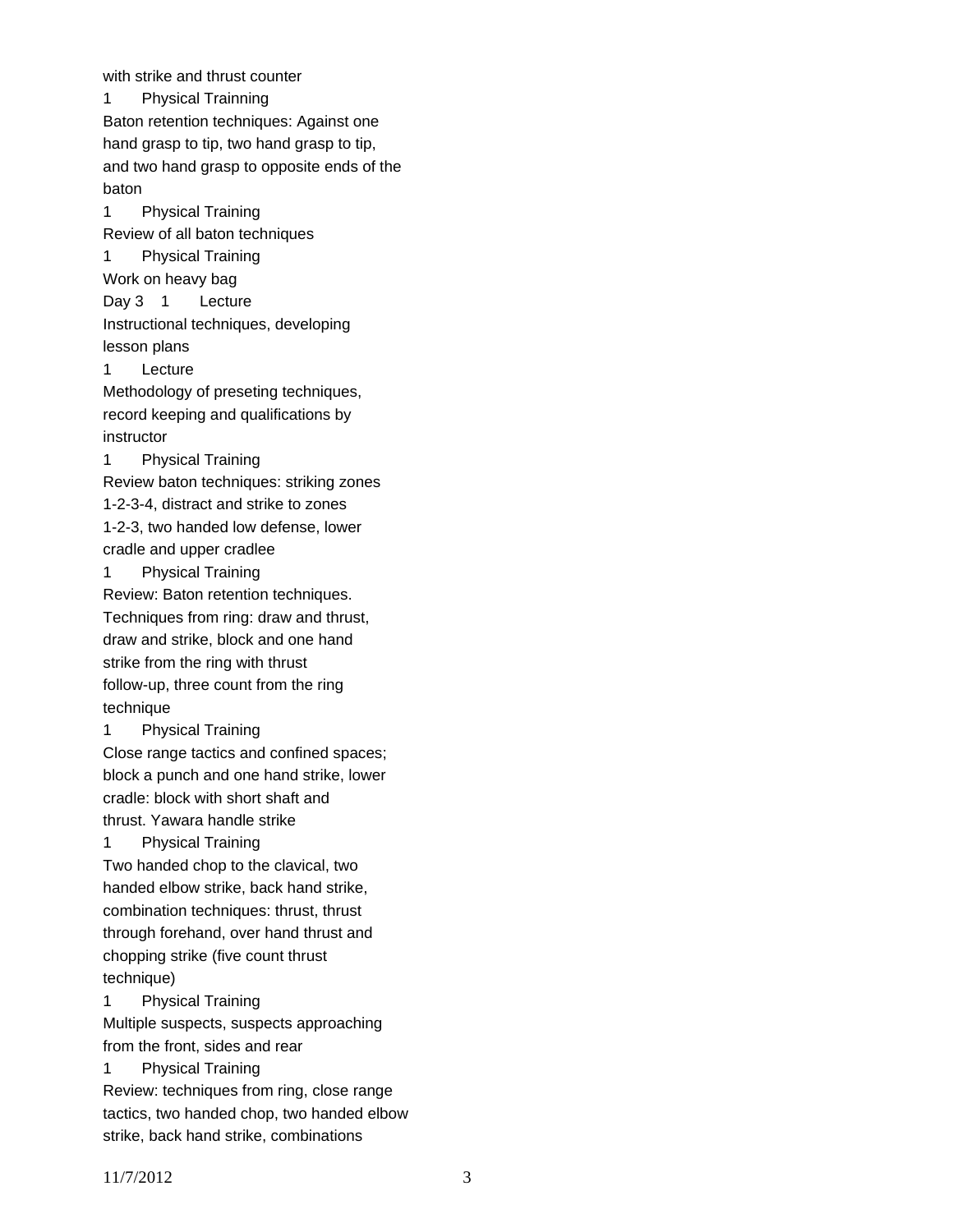with strike and thrust counter

1 Physical Trainning

Baton retention techniques: Against one hand grasp to tip, two hand grasp to tip, and two hand grasp to opposite ends of the baton

1 Physical Training

Review of all baton techniques

1 Physical Training

Work on heavy bag

Day 3 1 Lecture

Instructional techniques, developing lesson plans

1 Lecture

Methodology of preseting techniques, record keeping and qualifications by instructor

1 Physical Training

Review baton techniques: striking zones 1-2-3-4, distract and strike to zones 1-2-3, two handed low defense, lower cradle and upper cradlee

1 Physical Training

Review: Baton retention techniques. Techniques from ring: draw and thrust, draw and strike, block and one hand strike from the ring with thrust follow-up, three count from the ring technique

1 Physical Training

Close range tactics and confined spaces; block a punch and one hand strike, lower cradle: block with short shaft and thrust. Yawara handle strike

1 Physical Training

Two handed chop to the clavical, two handed elbow strike, back hand strike, combination techniques: thrust, thrust through forehand, over hand thrust and chopping strike (five count thrust technique)

1 Physical Training

Multiple suspects, suspects approaching from the front, sides and rear

1 Physical Training

Review: techniques from ring, close range tactics, two handed chop, two handed elbow strike, back hand strike, combinations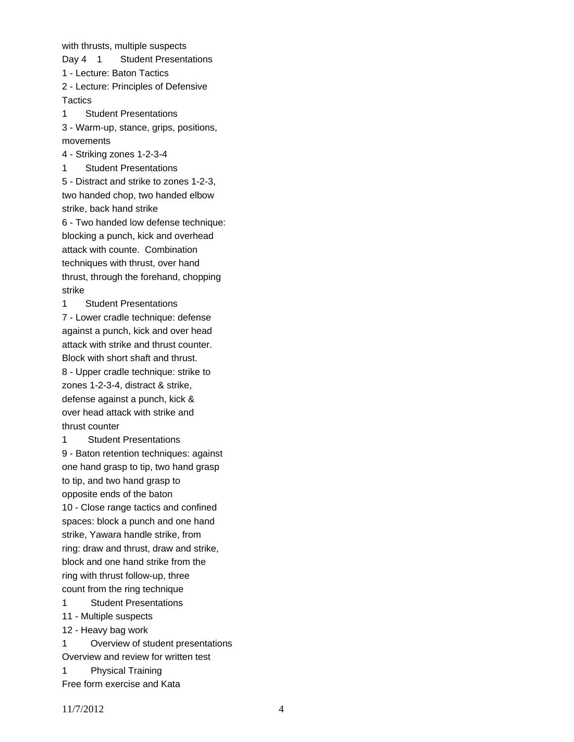with thrusts, multiple suspects

Day 4 1 Student Presentations

1 - Lecture: Baton Tactics

2 - Lecture: Principles of Defensive Tactics

1 Student Presentations

3 - Warm-up, stance, grips, positions, movements

4 - Striking zones 1-2-3-4

1 Student Presentations

5 - Distract and strike to zones 1-2-3, two handed chop, two handed elbow strike, back hand strike

6 - Two handed low defense technique: blocking a punch, kick and overhead attack with counte. Combination techniques with thrust, over hand thrust, through the forehand, chopping strike

1 Student Presentations

7 - Lower cradle technique: defense against a punch, kick and over head attack with strike and thrust counter. Block with short shaft and thrust.

8 - Upper cradle technique: strike to zones 1-2-3-4, distract & strike, defense against a punch, kick & over head attack with strike and thrust counter

1 Student Presentations

9 - Baton retention techniques: against one hand grasp to tip, two hand grasp to tip, and two hand grasp to opposite ends of the baton

10 - Close range tactics and confined spaces: block a punch and one hand strike, Yawara handle strike, from ring: draw and thrust, draw and strike, block and one hand strike from the ring with thrust follow-up, three count from the ring technique

1 Student Presentations

11 - Multiple suspects

12 - Heavy bag work

1 Overview of student presentations

Overview and review for written test

1 Physical Training

Free form exercise and Kata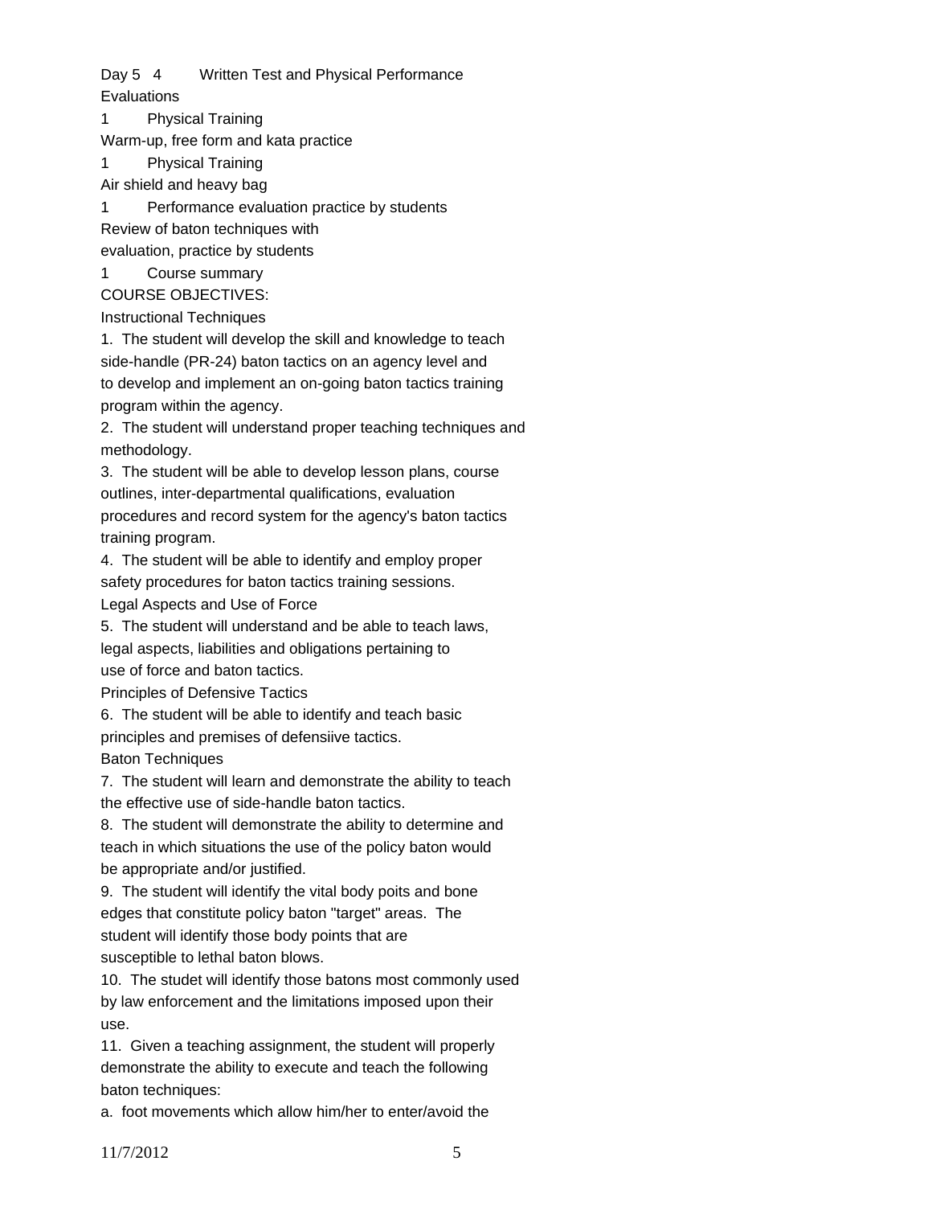Day 5 4 Written Test and Physical Performance Evaluations

1 Physical Training

Warm-up, free form and kata practice

1 Physical Training

Air shield and heavy bag

1 Performance evaluation practice by students

Review of baton techniques with evaluation, practice by students

1 Course summary

COURSE OBJECTIVES:

Instructional Techniques

1. The student will develop the skill and knowledge to teach side-handle (PR-24) baton tactics on an agency level and to develop and implement an on-going baton tactics training program within the agency.

2. The student will understand proper teaching techniques and methodology.

3. The student will be able to develop lesson plans, course outlines, inter-departmental qualifications, evaluation procedures and record system for the agency's baton tactics training program.

4. The student will be able to identify and employ proper safety procedures for baton tactics training sessions.

Legal Aspects and Use of Force

5. The student will understand and be able to teach laws, legal aspects, liabilities and obligations pertaining to use of force and baton tactics.

Principles of Defensive Tactics

6. The student will be able to identify and teach basic principles and premises of defensiive tactics.

Baton Techniques

7. The student will learn and demonstrate the ability to teach the effective use of side-handle baton tactics.

8. The student will demonstrate the ability to determine and teach in which situations the use of the policy baton would be appropriate and/or justified.

9. The student will identify the vital body poits and bone edges that constitute policy baton "target" areas. The student will identify those body points that are susceptible to lethal baton blows.

10. The studet will identify those batons most commonly used by law enforcement and the limitations imposed upon their use.

11. Given a teaching assignment, the student will properly demonstrate the ability to execute and teach the following baton techniques:

a. foot movements which allow him/her to enter/avoid the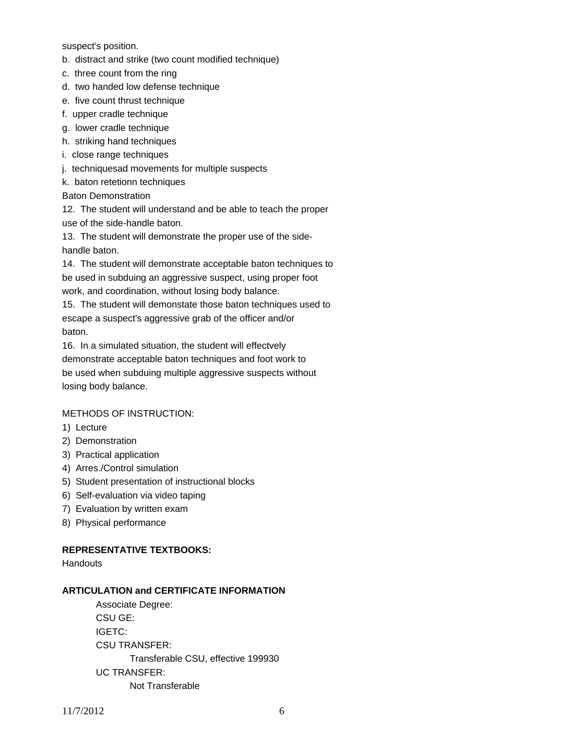suspect's position.

b. distract and strike (two count modified technique)

c. three count from the ring

d. two handed low defense technique

e. five count thrust technique

f. upper cradle technique

g. lower cradle technique

h. striking hand techniques

i. close range techniques

j. techniquesad movements for multiple suspects

k. baton retetionn techniques

Baton Demonstration

12. The student will understand and be able to teach the proper use of the side-handle baton.

13. The student will demonstrate the proper use of the side-handle baton.

14. The student will demonstrate acceptable baton techniques to be used in subduing an aggressive suspect, using proper foot work, and coordination, without losing body balance.

15. The student will demonstate those baton techniques used to escape a suspect's aggressive grab of the officer and/or baton.

16. In a simulated situation, the student will effectvely demonstrate acceptable baton techniques and foot work to be used when subduing multiple aggressive suspects without losing body balance.

METHODS OF INSTRUCTION:

1) Lecture
2) Demonstration
3) Practical application
4) Arres./Control simulation
5) Student presentation of instructional blocks
6) Self-evaluation via video taping
7) Evaluation by written exam
8) Physical performance

**REPRESENTATIVE TEXTBOOKS:**

Handouts

**ARTICULATION and CERTIFICATE INFORMATION**

Associate Degree:

CSU GE:

IGETC:

CSU TRANSFER:

Transferable CSU, effective 199930

UC TRANSFER:

Not Transferable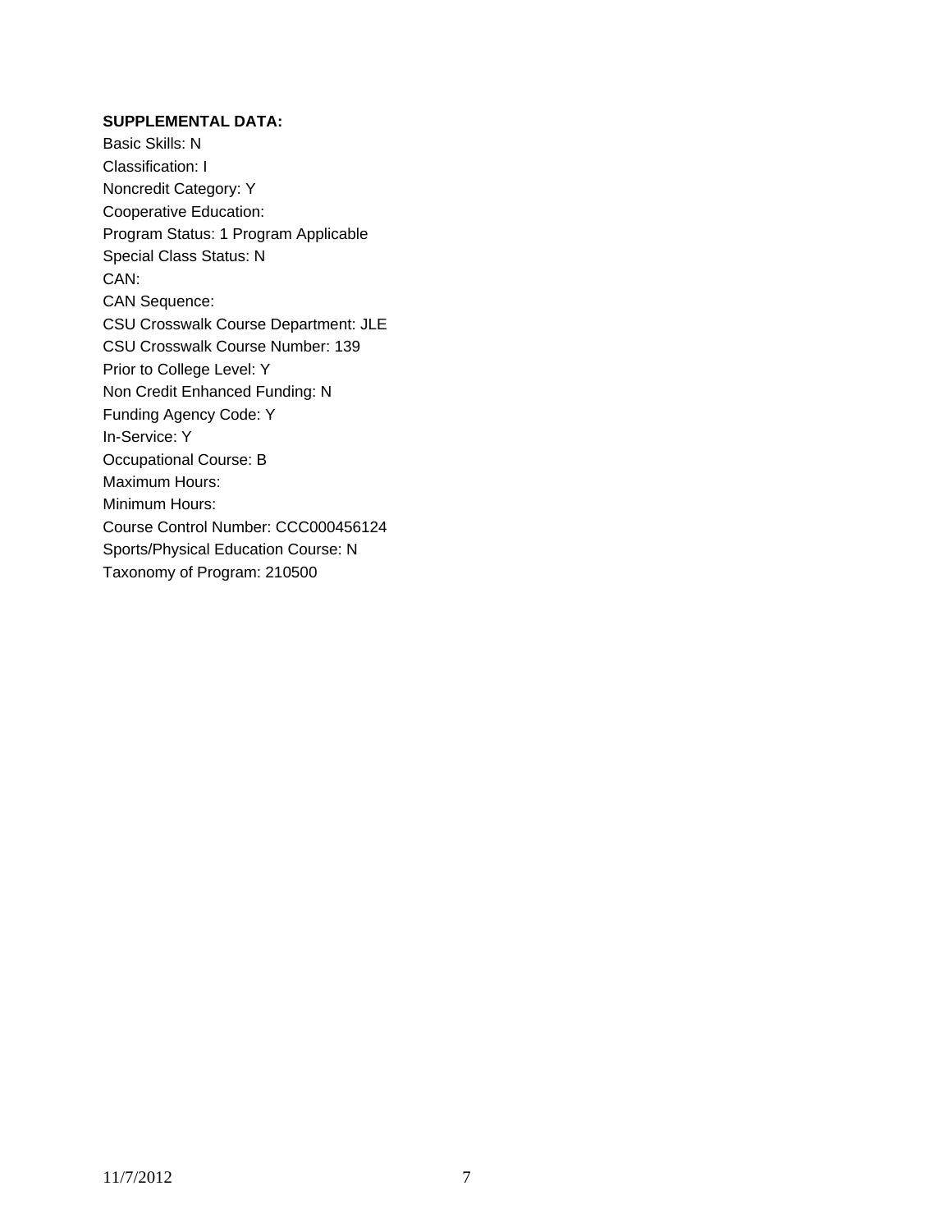**SUPPLEMENTAL DATA:**

Basic Skills: N
Classification: I
Noncredit Category: Y
Cooperative Education:
Program Status: 1 Program Applicable
Special Class Status: N
CAN:
CAN Sequence:
CSU Crosswalk Course Department: JLE
CSU Crosswalk Course Number: 139
Prior to College Level: Y
Non Credit Enhanced Funding: N
Funding Agency Code: Y
In-Service: Y
Occupational Course: B
Maximum Hours:
Minimum Hours:
Course Control Number: CCC000456124
Sports/Physical Education Course: N
Taxonomy of Program: 210500